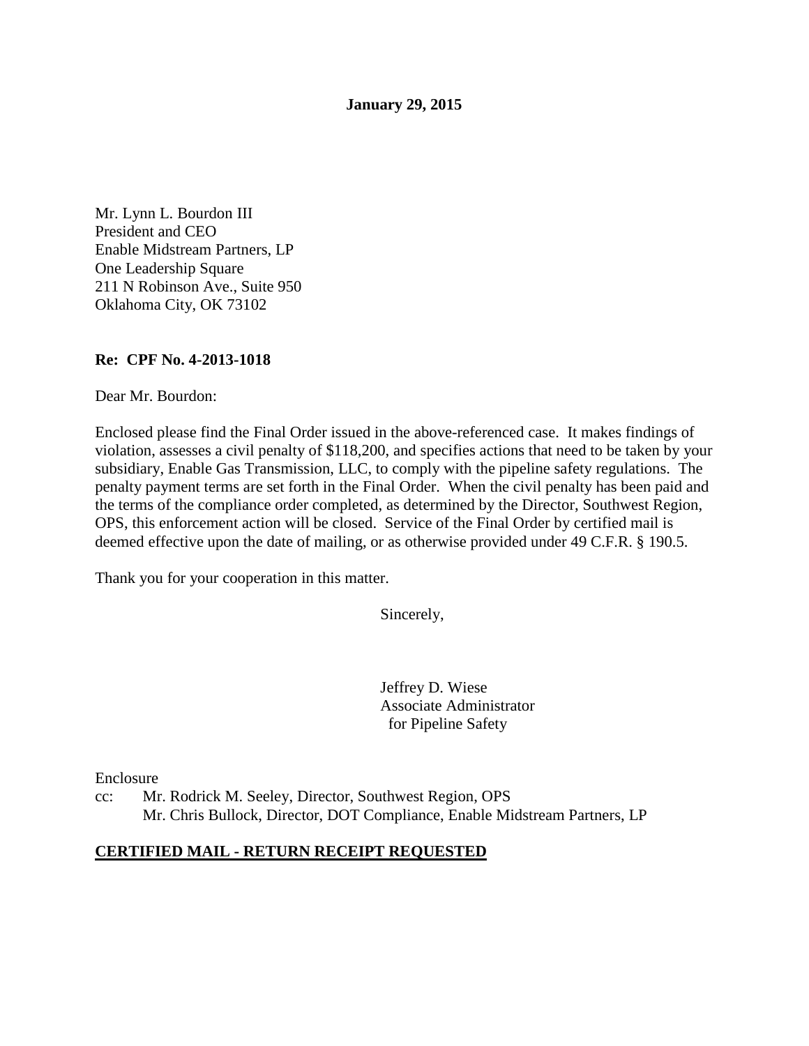**January 29, 2015**

Mr. Lynn L. Bourdon III
President and CEO
Enable Midstream Partners, LP
One Leadership Square
211 N Robinson Ave., Suite 950
Oklahoma City, OK 73102

**Re: CPF No. 4-2013-1018**

Dear Mr. Bourdon:

Enclosed please find the Final Order issued in the above-referenced case. It makes findings of violation, assesses a civil penalty of $118,200, and specifies actions that need to be taken by your subsidiary, Enable Gas Transmission, LLC, to comply with the pipeline safety regulations. The penalty payment terms are set forth in the Final Order. When the civil penalty has been paid and the terms of the compliance order completed, as determined by the Director, Southwest Region, OPS, this enforcement action will be closed. Service of the Final Order by certified mail is deemed effective upon the date of mailing, or as otherwise provided under 49 C.F.R. § 190.5.

Thank you for your cooperation in this matter.

Sincerely,

Jeffrey D. Wiese
Associate Administrator
for Pipeline Safety

Enclosure

cc: Mr. Rodrick M. Seeley, Director, Southwest Region, OPS
Mr. Chris Bullock, Director, DOT Compliance, Enable Midstream Partners, LP

**CERTIFIED MAIL - RETURN RECEIPT REQUESTED**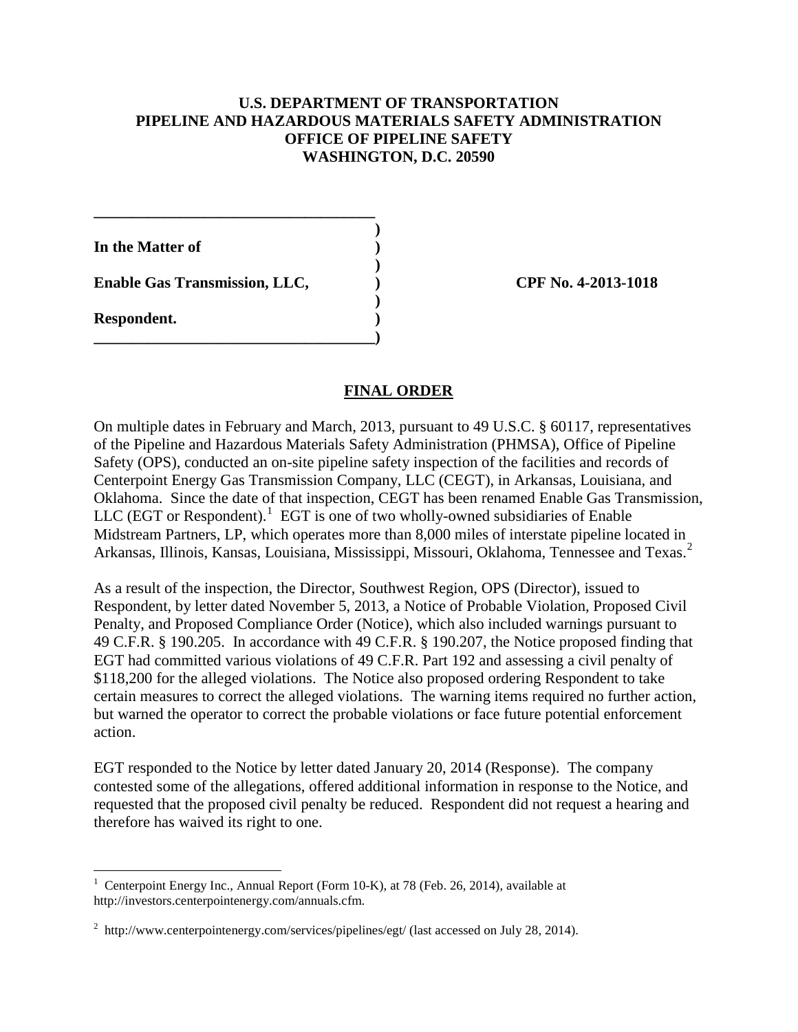**U.S. DEPARTMENT OF TRANSPORTATION**
**PIPELINE AND HAZARDOUS MATERIALS SAFETY ADMINISTRATION**
**OFFICE OF PIPELINE SAFETY**
**WASHINGTON, D.C. 20590**

**In the Matter of**

**Enable Gas Transmission, LLC,** **CPF No. 4-2013-1018**

**Respondent.**

## FINAL ORDER

On multiple dates in February and March, 2013, pursuant to 49 U.S.C. § 60117, representatives of the Pipeline and Hazardous Materials Safety Administration (PHMSA), Office of Pipeline Safety (OPS), conducted an on-site pipeline safety inspection of the facilities and records of Centerpoint Energy Gas Transmission Company, LLC (CEGT), in Arkansas, Louisiana, and Oklahoma. Since the date of that inspection, CEGT has been renamed Enable Gas Transmission, LLC (EGT or Respondent).[1] EGT is one of two wholly-owned subsidiaries of Enable Midstream Partners, LP, which operates more than 8,000 miles of interstate pipeline located in Arkansas, Illinois, Kansas, Louisiana, Mississippi, Missouri, Oklahoma, Tennessee and Texas.[2]

As a result of the inspection, the Director, Southwest Region, OPS (Director), issued to Respondent, by letter dated November 5, 2013, a Notice of Probable Violation, Proposed Civil Penalty, and Proposed Compliance Order (Notice), which also included warnings pursuant to 49 C.F.R. § 190.205. In accordance with 49 C.F.R. § 190.207, the Notice proposed finding that EGT had committed various violations of 49 C.F.R. Part 192 and assessing a civil penalty of $118,200 for the alleged violations. The Notice also proposed ordering Respondent to take certain measures to correct the alleged violations. The warning items required no further action, but warned the operator to correct the probable violations or face future potential enforcement action.

EGT responded to the Notice by letter dated January 20, 2014 (Response). The company contested some of the allegations, offered additional information in response to the Notice, and requested that the proposed civil penalty be reduced. Respondent did not request a hearing and therefore has waived its right to one.

---

[1] Centerpoint Energy Inc., Annual Report (Form 10-K), at 78 (Feb. 26, 2014), available at http://investors.centerpointenergy.com/annuals.cfm.

[2] http://www.centerpointenergy.com/services/pipelines/egt/ (last accessed on July 28, 2014).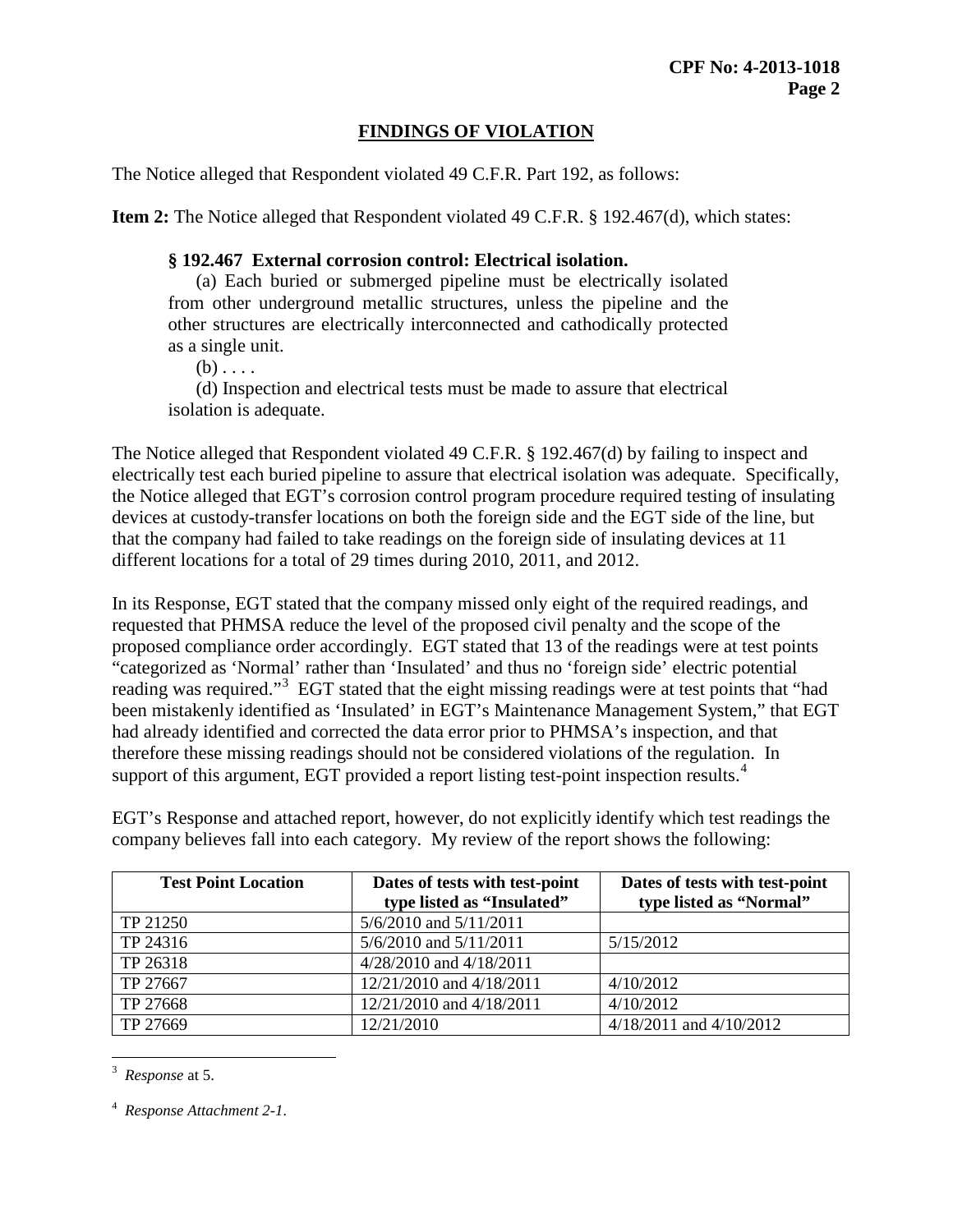## FINDINGS OF VIOLATION

The Notice alleged that Respondent violated 49 C.F.R. Part 192, as follows:

**Item 2:** The Notice alleged that Respondent violated 49 C.F.R. § 192.467(d), which states:

> **§ 192.467 External corrosion control: Electrical isolation.**
>
> (a) Each buried or submerged pipeline must be electrically isolated from other underground metallic structures, unless the pipeline and the other structures are electrically interconnected and cathodically protected as a single unit.
>
> (b) . . . .
>
> (d) Inspection and electrical tests must be made to assure that electrical isolation is adequate.

The Notice alleged that Respondent violated 49 C.F.R. § 192.467(d) by failing to inspect and electrically test each buried pipeline to assure that electrical isolation was adequate. Specifically, the Notice alleged that EGT's corrosion control program procedure required testing of insulating devices at custody-transfer locations on both the foreign side and the EGT side of the line, but that the company had failed to take readings on the foreign side of insulating devices at 11 different locations for a total of 29 times during 2010, 2011, and 2012.

In its Response, EGT stated that the company missed only eight of the required readings, and requested that PHMSA reduce the level of the proposed civil penalty and the scope of the proposed compliance order accordingly. EGT stated that 13 of the readings were at test points "categorized as 'Normal' rather than 'Insulated' and thus no 'foreign side' electric potential reading was required."[3] EGT stated that the eight missing readings were at test points that "had been mistakenly identified as 'Insulated' in EGT's Maintenance Management System," that EGT had already identified and corrected the data error prior to PHMSA's inspection, and that therefore these missing readings should not be considered violations of the regulation. In support of this argument, EGT provided a report listing test-point inspection results.[4]

EGT's Response and attached report, however, do not explicitly identify which test readings the company believes fall into each category. My review of the report shows the following:

| Test Point Location | Dates of tests with test-point type listed as "Insulated" | Dates of tests with test-point type listed as "Normal" |
|---|---|---|
| TP 21250 | 5/6/2010 and 5/11/2011 | |
| TP 24316 | 5/6/2010 and 5/11/2011 | 5/15/2012 |
| TP 26318 | 4/28/2010 and 4/18/2011 | |
| TP 27667 | 12/21/2010 and 4/18/2011 | 4/10/2012 |
| TP 27668 | 12/21/2010 and 4/18/2011 | 4/10/2012 |
| TP 27669 | 12/21/2010 | 4/18/2011 and 4/10/2012 |

[3] *Response* at 5.

[4] *Response Attachment 2-1*.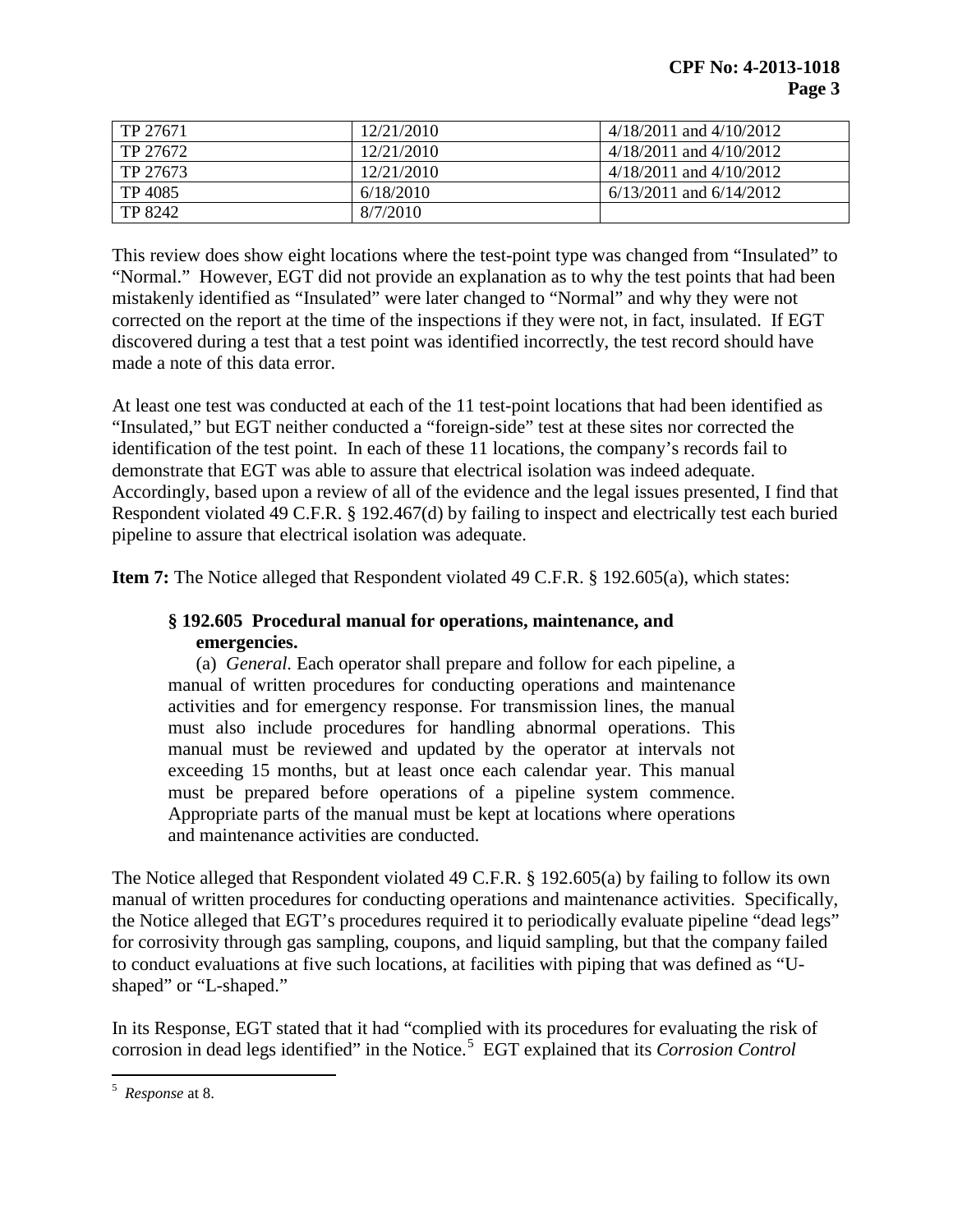| TP 27671 | 12/21/2010 | 4/18/2011 and 4/10/2012 |
|---|---|---|
| TP 27672 | 12/21/2010 | 4/18/2011 and 4/10/2012 |
| TP 27673 | 12/21/2010 | 4/18/2011 and 4/10/2012 |
| TP 4085 | 6/18/2010 | 6/13/2011 and 6/14/2012 |
| TP 8242 | 8/7/2010 | |

This review does show eight locations where the test-point type was changed from "Insulated" to "Normal." However, EGT did not provide an explanation as to why the test points that had been mistakenly identified as "Insulated" were later changed to "Normal" and why they were not corrected on the report at the time of the inspections if they were not, in fact, insulated. If EGT discovered during a test that a test point was identified incorrectly, the test record should have made a note of this data error.

At least one test was conducted at each of the 11 test-point locations that had been identified as "Insulated," but EGT neither conducted a "foreign-side" test at these sites nor corrected the identification of the test point. In each of these 11 locations, the company's records fail to demonstrate that EGT was able to assure that electrical isolation was indeed adequate. Accordingly, based upon a review of all of the evidence and the legal issues presented, I find that Respondent violated 49 C.F.R. § 192.467(d) by failing to inspect and electrically test each buried pipeline to assure that electrical isolation was adequate.

**Item 7:** The Notice alleged that Respondent violated 49 C.F.R. § 192.605(a), which states:

> **§ 192.605 Procedural manual for operations, maintenance, and emergencies.**
>
> (a) *General.* Each operator shall prepare and follow for each pipeline, a manual of written procedures for conducting operations and maintenance activities and for emergency response. For transmission lines, the manual must also include procedures for handling abnormal operations. This manual must be reviewed and updated by the operator at intervals not exceeding 15 months, but at least once each calendar year. This manual must be prepared before operations of a pipeline system commence. Appropriate parts of the manual must be kept at locations where operations and maintenance activities are conducted.

The Notice alleged that Respondent violated 49 C.F.R. § 192.605(a) by failing to follow its own manual of written procedures for conducting operations and maintenance activities. Specifically, the Notice alleged that EGT's procedures required it to periodically evaluate pipeline "dead legs" for corrosivity through gas sampling, coupons, and liquid sampling, but that the company failed to conduct evaluations at five such locations, at facilities with piping that was defined as "U-shaped" or "L-shaped."

In its Response, EGT stated that it had "complied with its procedures for evaluating the risk of corrosion in dead legs identified" in the Notice.[5] EGT explained that its *Corrosion Control*

[5] *Response* at 8.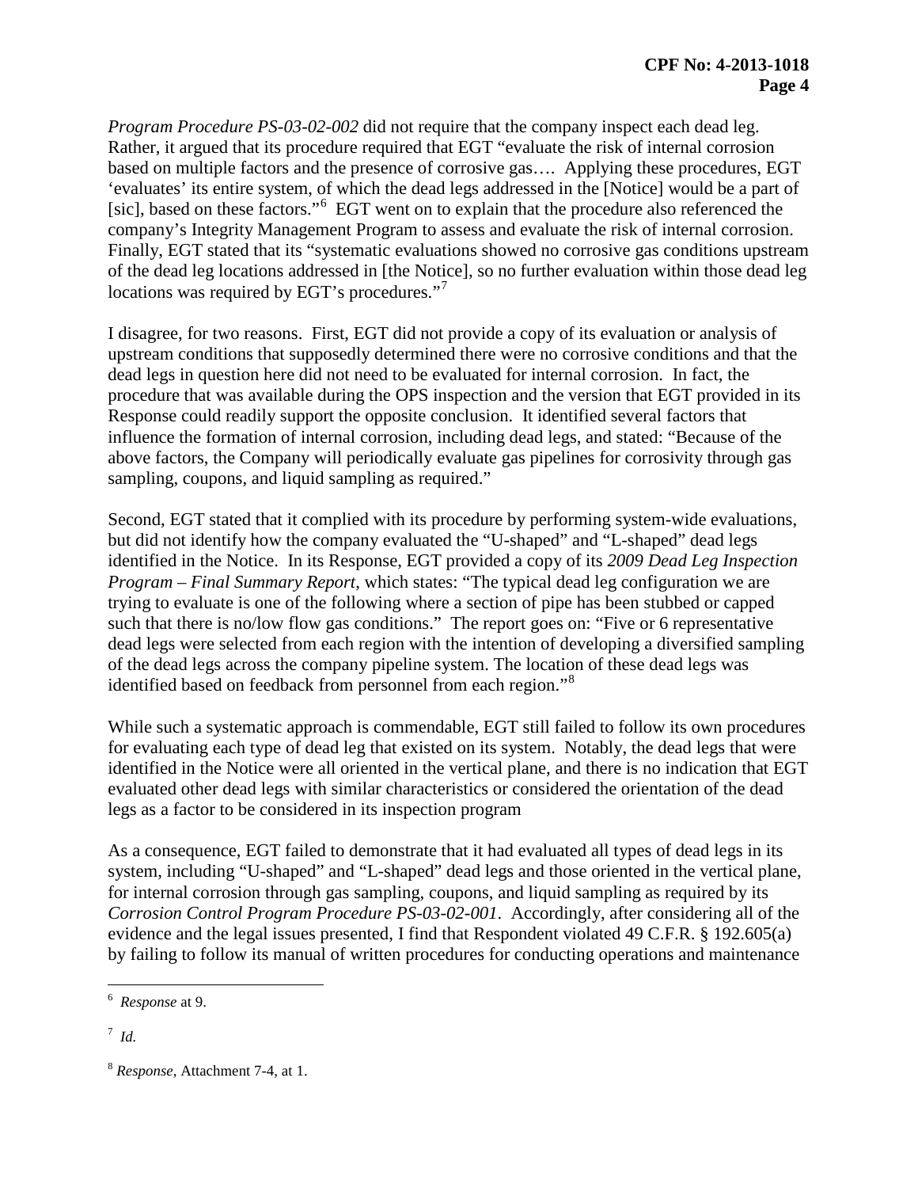*Program Procedure PS-03-02-002* did not require that the company inspect each dead leg. Rather, it argued that its procedure required that EGT "evaluate the risk of internal corrosion based on multiple factors and the presence of corrosive gas…. Applying these procedures, EGT 'evaluates' its entire system, of which the dead legs addressed in the [Notice] would be a part of [sic], based on these factors."[6] EGT went on to explain that the procedure also referenced the company's Integrity Management Program to assess and evaluate the risk of internal corrosion. Finally, EGT stated that its "systematic evaluations showed no corrosive gas conditions upstream of the dead leg locations addressed in [the Notice], so no further evaluation within those dead leg locations was required by EGT's procedures."[7]

I disagree, for two reasons. First, EGT did not provide a copy of its evaluation or analysis of upstream conditions that supposedly determined there were no corrosive conditions and that the dead legs in question here did not need to be evaluated for internal corrosion. In fact, the procedure that was available during the OPS inspection and the version that EGT provided in its Response could readily support the opposite conclusion. It identified several factors that influence the formation of internal corrosion, including dead legs, and stated: "Because of the above factors, the Company will periodically evaluate gas pipelines for corrosivity through gas sampling, coupons, and liquid sampling as required."

Second, EGT stated that it complied with its procedure by performing system-wide evaluations, but did not identify how the company evaluated the "U-shaped" and "L-shaped" dead legs identified in the Notice. In its Response, EGT provided a copy of its *2009 Dead Leg Inspection Program – Final Summary Report*, which states: "The typical dead leg configuration we are trying to evaluate is one of the following where a section of pipe has been stubbed or capped such that there is no/low flow gas conditions." The report goes on: "Five or 6 representative dead legs were selected from each region with the intention of developing a diversified sampling of the dead legs across the company pipeline system. The location of these dead legs was identified based on feedback from personnel from each region."[8]

While such a systematic approach is commendable, EGT still failed to follow its own procedures for evaluating each type of dead leg that existed on its system. Notably, the dead legs that were identified in the Notice were all oriented in the vertical plane, and there is no indication that EGT evaluated other dead legs with similar characteristics or considered the orientation of the dead legs as a factor to be considered in its inspection program

As a consequence, EGT failed to demonstrate that it had evaluated all types of dead legs in its system, including "U-shaped" and "L-shaped" dead legs and those oriented in the vertical plane, for internal corrosion through gas sampling, coupons, and liquid sampling as required by its *Corrosion Control Program Procedure PS-03-02-001*. Accordingly, after considering all of the evidence and the legal issues presented, I find that Respondent violated 49 C.F.R. § 192.605(a) by failing to follow its manual of written procedures for conducting operations and maintenance

---

[6] *Response* at 9.

[7] *Id.*

[8] *Response*, Attachment 7-4, at 1.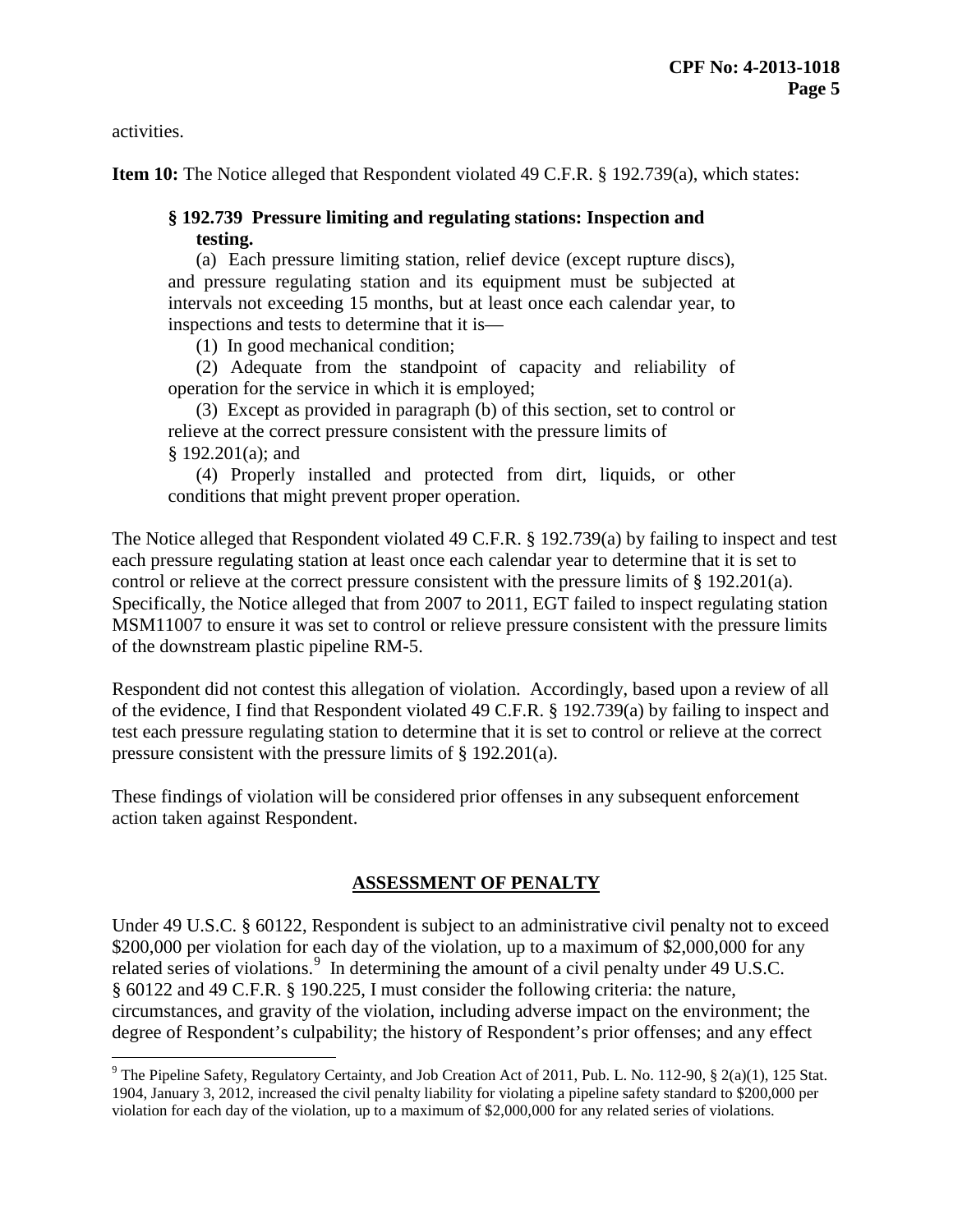activities.

**Item 10:** The Notice alleged that Respondent violated 49 C.F.R. § 192.739(a), which states:

> **§ 192.739 Pressure limiting and regulating stations: Inspection and testing.**
>
> (a) Each pressure limiting station, relief device (except rupture discs), and pressure regulating station and its equipment must be subjected at intervals not exceeding 15 months, but at least once each calendar year, to inspections and tests to determine that it is—
>
> (1) In good mechanical condition;
>
> (2) Adequate from the standpoint of capacity and reliability of operation for the service in which it is employed;
>
> (3) Except as provided in paragraph (b) of this section, set to control or relieve at the correct pressure consistent with the pressure limits of § 192.201(a); and
>
> (4) Properly installed and protected from dirt, liquids, or other conditions that might prevent proper operation.

The Notice alleged that Respondent violated 49 C.F.R. § 192.739(a) by failing to inspect and test each pressure regulating station at least once each calendar year to determine that it is set to control or relieve at the correct pressure consistent with the pressure limits of § 192.201(a). Specifically, the Notice alleged that from 2007 to 2011, EGT failed to inspect regulating station MSM11007 to ensure it was set to control or relieve pressure consistent with the pressure limits of the downstream plastic pipeline RM-5.

Respondent did not contest this allegation of violation. Accordingly, based upon a review of all of the evidence, I find that Respondent violated 49 C.F.R. § 192.739(a) by failing to inspect and test each pressure regulating station to determine that it is set to control or relieve at the correct pressure consistent with the pressure limits of § 192.201(a).

These findings of violation will be considered prior offenses in any subsequent enforcement action taken against Respondent.

## ASSESSMENT OF PENALTY

Under 49 U.S.C. § 60122, Respondent is subject to an administrative civil penalty not to exceed \$200,000 per violation for each day of the violation, up to a maximum of \$2,000,000 for any related series of violations.[9] In determining the amount of a civil penalty under 49 U.S.C. § 60122 and 49 C.F.R. § 190.225, I must consider the following criteria: the nature, circumstances, and gravity of the violation, including adverse impact on the environment; the degree of Respondent's culpability; the history of Respondent's prior offenses; and any effect

---

[9] The Pipeline Safety, Regulatory Certainty, and Job Creation Act of 2011, Pub. L. No. 112-90, § 2(a)(1), 125 Stat. 1904, January 3, 2012, increased the civil penalty liability for violating a pipeline safety standard to \$200,000 per violation for each day of the violation, up to a maximum of \$2,000,000 for any related series of violations.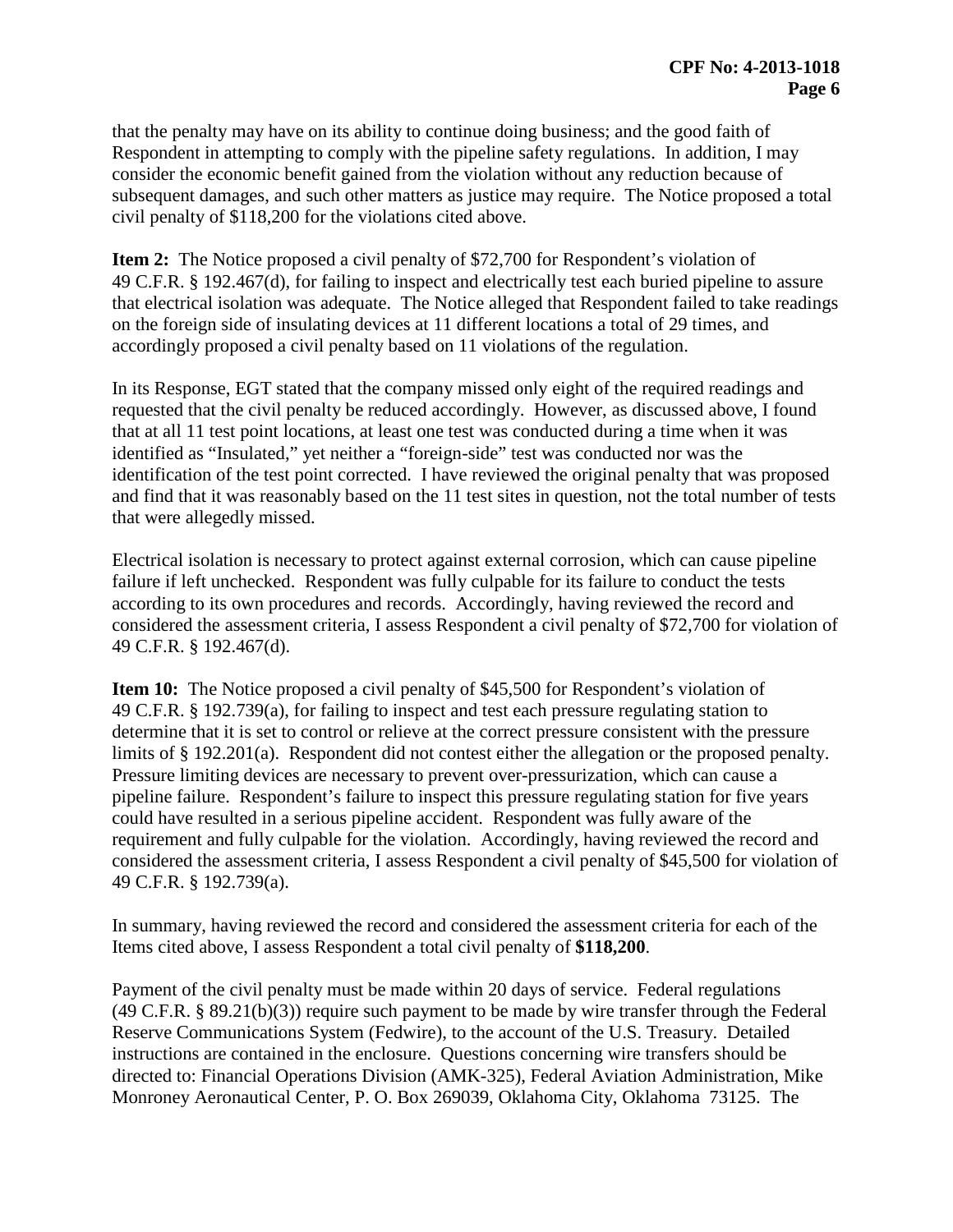that the penalty may have on its ability to continue doing business; and the good faith of Respondent in attempting to comply with the pipeline safety regulations. In addition, I may consider the economic benefit gained from the violation without any reduction because of subsequent damages, and such other matters as justice may require. The Notice proposed a total civil penalty of $118,200 for the violations cited above.

**Item 2:** The Notice proposed a civil penalty of $72,700 for Respondent's violation of 49 C.F.R. § 192.467(d), for failing to inspect and electrically test each buried pipeline to assure that electrical isolation was adequate. The Notice alleged that Respondent failed to take readings on the foreign side of insulating devices at 11 different locations a total of 29 times, and accordingly proposed a civil penalty based on 11 violations of the regulation.

In its Response, EGT stated that the company missed only eight of the required readings and requested that the civil penalty be reduced accordingly. However, as discussed above, I found that at all 11 test point locations, at least one test was conducted during a time when it was identified as "Insulated," yet neither a "foreign-side" test was conducted nor was the identification of the test point corrected. I have reviewed the original penalty that was proposed and find that it was reasonably based on the 11 test sites in question, not the total number of tests that were allegedly missed.

Electrical isolation is necessary to protect against external corrosion, which can cause pipeline failure if left unchecked. Respondent was fully culpable for its failure to conduct the tests according to its own procedures and records. Accordingly, having reviewed the record and considered the assessment criteria, I assess Respondent a civil penalty of $72,700 for violation of 49 C.F.R. § 192.467(d).

**Item 10:** The Notice proposed a civil penalty of $45,500 for Respondent's violation of 49 C.F.R. § 192.739(a), for failing to inspect and test each pressure regulating station to determine that it is set to control or relieve at the correct pressure consistent with the pressure limits of § 192.201(a). Respondent did not contest either the allegation or the proposed penalty. Pressure limiting devices are necessary to prevent over-pressurization, which can cause a pipeline failure. Respondent's failure to inspect this pressure regulating station for five years could have resulted in a serious pipeline accident. Respondent was fully aware of the requirement and fully culpable for the violation. Accordingly, having reviewed the record and considered the assessment criteria, I assess Respondent a civil penalty of $45,500 for violation of 49 C.F.R. § 192.739(a).

In summary, having reviewed the record and considered the assessment criteria for each of the Items cited above, I assess Respondent a total civil penalty of **$118,200**.

Payment of the civil penalty must be made within 20 days of service. Federal regulations (49 C.F.R. § 89.21(b)(3)) require such payment to be made by wire transfer through the Federal Reserve Communications System (Fedwire), to the account of the U.S. Treasury. Detailed instructions are contained in the enclosure. Questions concerning wire transfers should be directed to: Financial Operations Division (AMK-325), Federal Aviation Administration, Mike Monroney Aeronautical Center, P. O. Box 269039, Oklahoma City, Oklahoma 73125. The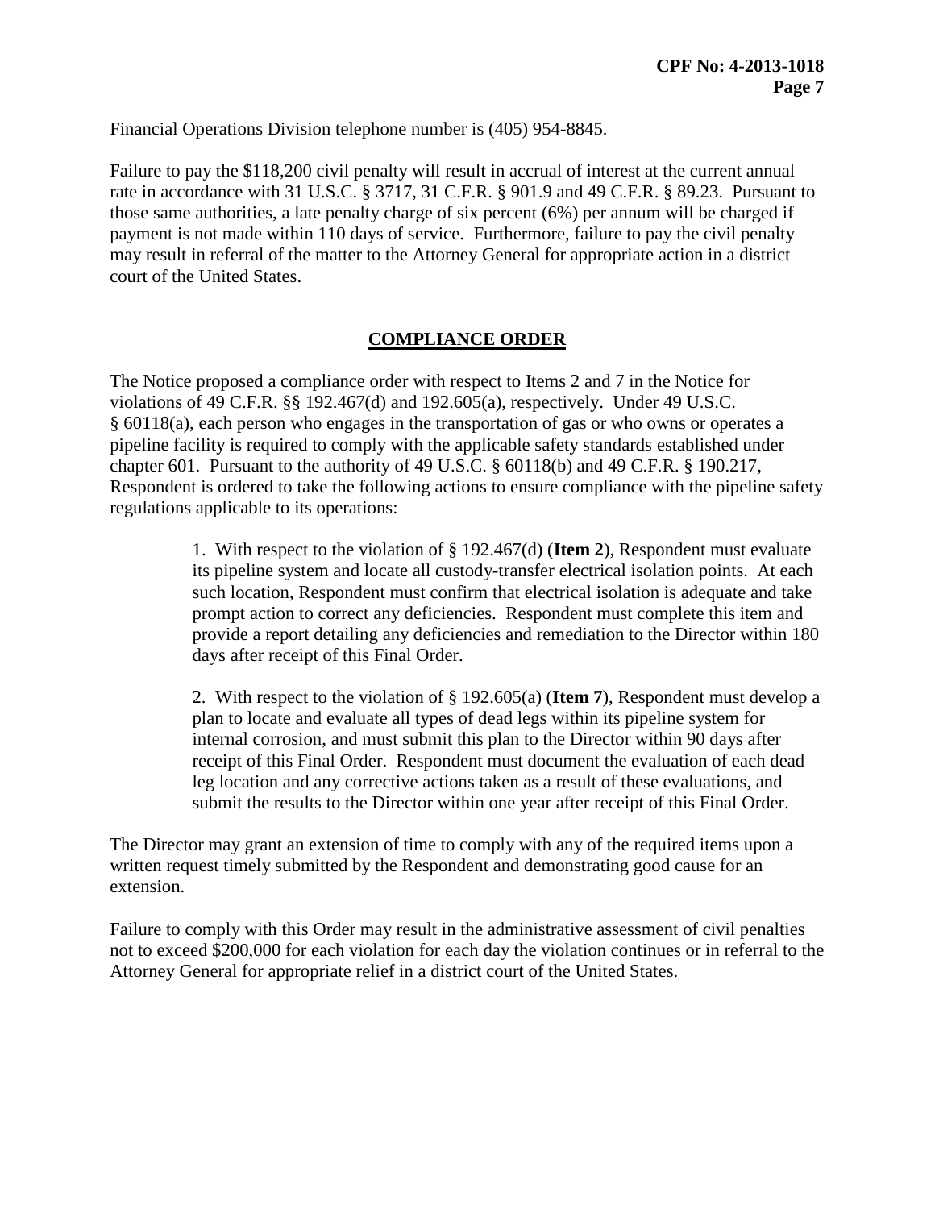Financial Operations Division telephone number is (405) 954-8845.

Failure to pay the $118,200 civil penalty will result in accrual of interest at the current annual rate in accordance with 31 U.S.C. § 3717, 31 C.F.R. § 901.9 and 49 C.F.R. § 89.23. Pursuant to those same authorities, a late penalty charge of six percent (6%) per annum will be charged if payment is not made within 110 days of service. Furthermore, failure to pay the civil penalty may result in referral of the matter to the Attorney General for appropriate action in a district court of the United States.

## COMPLIANCE ORDER

The Notice proposed a compliance order with respect to Items 2 and 7 in the Notice for violations of 49 C.F.R. §§ 192.467(d) and 192.605(a), respectively. Under 49 U.S.C. § 60118(a), each person who engages in the transportation of gas or who owns or operates a pipeline facility is required to comply with the applicable safety standards established under chapter 601. Pursuant to the authority of 49 U.S.C. § 60118(b) and 49 C.F.R. § 190.217, Respondent is ordered to take the following actions to ensure compliance with the pipeline safety regulations applicable to its operations:

> 1. With respect to the violation of § 192.467(d) (**Item 2**), Respondent must evaluate its pipeline system and locate all custody-transfer electrical isolation points. At each such location, Respondent must confirm that electrical isolation is adequate and take prompt action to correct any deficiencies. Respondent must complete this item and provide a report detailing any deficiencies and remediation to the Director within 180 days after receipt of this Final Order.
>
> 2. With respect to the violation of § 192.605(a) (**Item 7**), Respondent must develop a plan to locate and evaluate all types of dead legs within its pipeline system for internal corrosion, and must submit this plan to the Director within 90 days after receipt of this Final Order. Respondent must document the evaluation of each dead leg location and any corrective actions taken as a result of these evaluations, and submit the results to the Director within one year after receipt of this Final Order.

The Director may grant an extension of time to comply with any of the required items upon a written request timely submitted by the Respondent and demonstrating good cause for an extension.

Failure to comply with this Order may result in the administrative assessment of civil penalties not to exceed $200,000 for each violation for each day the violation continues or in referral to the Attorney General for appropriate relief in a district court of the United States.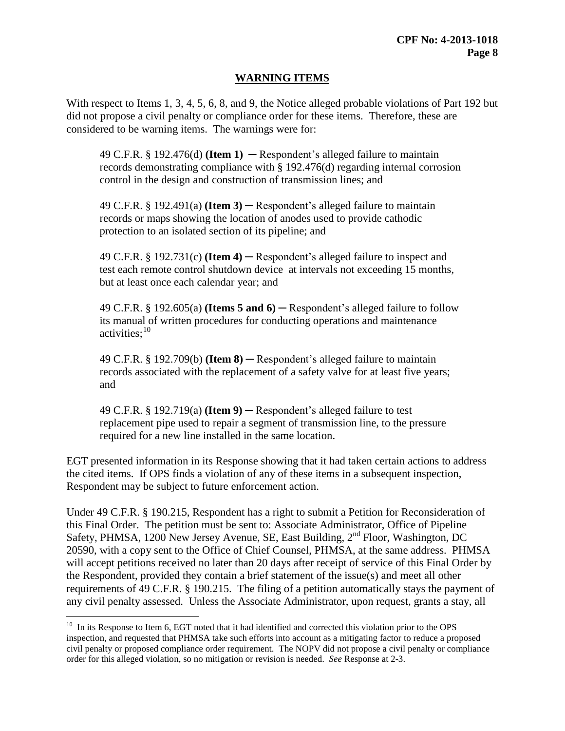## WARNING ITEMS

With respect to Items 1, 3, 4, 5, 6, 8, and 9, the Notice alleged probable violations of Part 192 but did not propose a civil penalty or compliance order for these items. Therefore, these are considered to be warning items. The warnings were for:

> 49 C.F.R. § 192.476(d) **(Item 1)** ─ Respondent's alleged failure to maintain records demonstrating compliance with § 192.476(d) regarding internal corrosion control in the design and construction of transmission lines; and
>
> 49 C.F.R. § 192.491(a) **(Item 3)** ─ Respondent's alleged failure to maintain records or maps showing the location of anodes used to provide cathodic protection to an isolated section of its pipeline; and
>
> 49 C.F.R. § 192.731(c) **(Item 4)** ─ Respondent's alleged failure to inspect and test each remote control shutdown device at intervals not exceeding 15 months, but at least once each calendar year; and
>
> 49 C.F.R. § 192.605(a) **(Items 5 and 6)** ─ Respondent's alleged failure to follow its manual of written procedures for conducting operations and maintenance activities;[10]
>
> 49 C.F.R. § 192.709(b) **(Item 8)** ─ Respondent's alleged failure to maintain records associated with the replacement of a safety valve for at least five years; and
>
> 49 C.F.R. § 192.719(a) **(Item 9)** ─ Respondent's alleged failure to test replacement pipe used to repair a segment of transmission line, to the pressure required for a new line installed in the same location.

EGT presented information in its Response showing that it had taken certain actions to address the cited items. If OPS finds a violation of any of these items in a subsequent inspection, Respondent may be subject to future enforcement action.

Under 49 C.F.R. § 190.215, Respondent has a right to submit a Petition for Reconsideration of this Final Order. The petition must be sent to: Associate Administrator, Office of Pipeline Safety, PHMSA, 1200 New Jersey Avenue, SE, East Building, 2nd Floor, Washington, DC 20590, with a copy sent to the Office of Chief Counsel, PHMSA, at the same address. PHMSA will accept petitions received no later than 20 days after receipt of service of this Final Order by the Respondent, provided they contain a brief statement of the issue(s) and meet all other requirements of 49 C.F.R. § 190.215. The filing of a petition automatically stays the payment of any civil penalty assessed. Unless the Associate Administrator, upon request, grants a stay, all

---

[10] In its Response to Item 6, EGT noted that it had identified and corrected this violation prior to the OPS inspection, and requested that PHMSA take such efforts into account as a mitigating factor to reduce a proposed civil penalty or proposed compliance order requirement. The NOPV did not propose a civil penalty or compliance order for this alleged violation, so no mitigation or revision is needed. *See* Response at 2-3.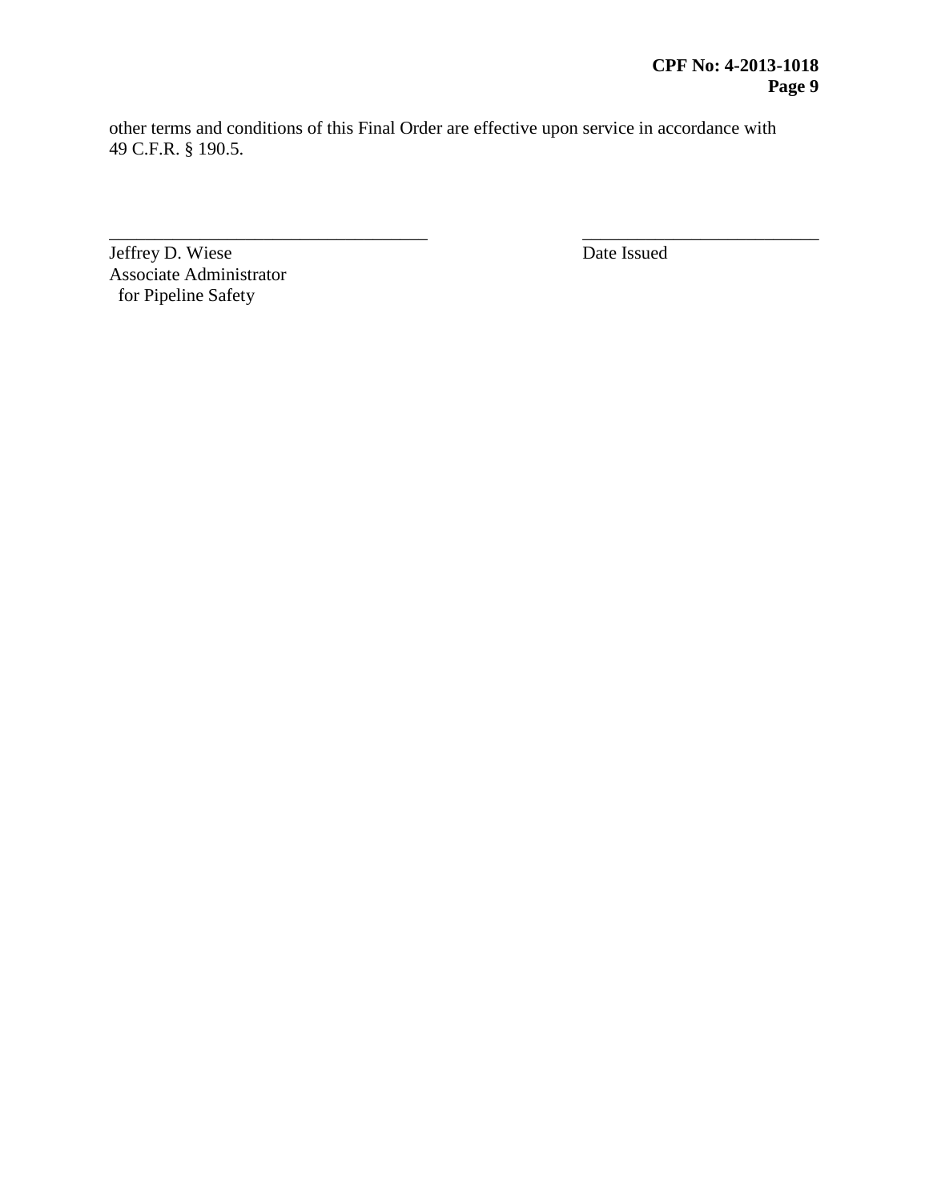other terms and conditions of this Final Order are effective upon service in accordance with 49 C.F.R. § 190.5.

\_\_\_\_\_\_\_\_\_\_\_\_\_\_\_\_\_\_\_\_\_\_\_\_\_\_\_\_\_\_\_\_\_\_\_\_

Jeffrey D. Wiese
Associate Administrator
for Pipeline Safety

\_\_\_\_\_\_\_\_\_\_\_\_\_\_\_\_\_\_\_\_\_\_\_\_\_\_\_

Date Issued